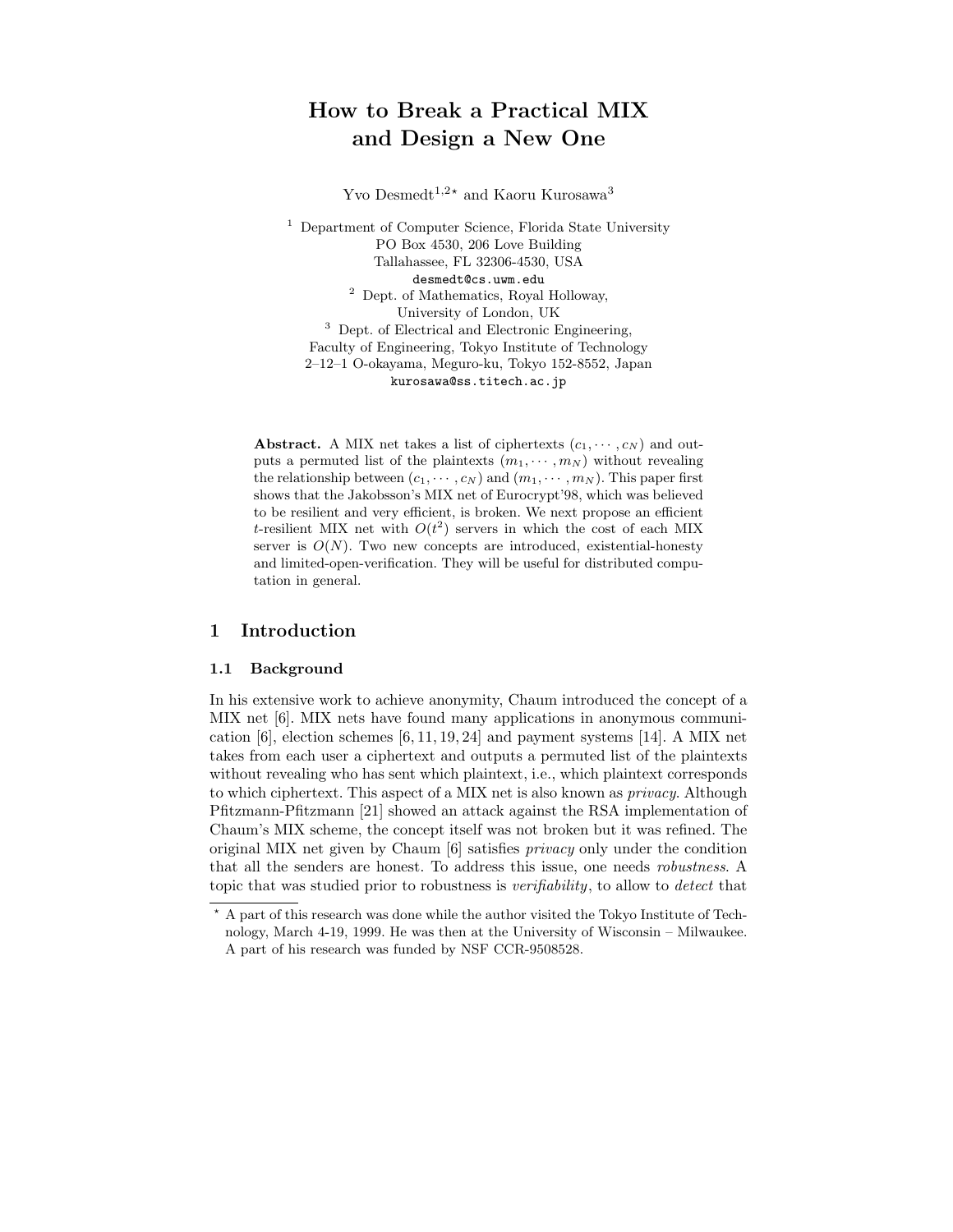# How to Break a Practical MIX and Design a New One

Yvo Desmedt[1,2,*] and Kaoru Kurosawa[3]

[1] Department of Computer Science, Florida State University
PO Box 4530, 206 Love Building
Tallahassee, FL 32306-4530, USA
desmedt@cs.uwm.edu

[2] Dept. of Mathematics, Royal Holloway,
University of London, UK

[3] Dept. of Electrical and Electronic Engineering,
Faculty of Engineering, Tokyo Institute of Technology
2–12–1 O-okayama, Meguro-ku, Tokyo 152-8552, Japan
kurosawa@ss.titech.ac.jp

**Abstract.** A MIX net takes a list of ciphertexts $(c_1, \cdots, c_N)$ and outputs a permuted list of the plaintexts $(m_1, \cdots, m_N)$ without revealing the relationship between $(c_1, \cdots, c_N)$ and $(m_1, \cdots, m_N)$. This paper first shows that the Jakobsson's MIX net of Eurocrypt'98, which was believed to be resilient and very efficient, is broken. We next propose an efficient $t$-resilient MIX net with $O(t^2)$ servers in which the cost of each MIX server is $O(N)$. Two new concepts are introduced, existential-honesty and limited-open-verification. They will be useful for distributed computation in general.

## 1 Introduction

### 1.1 Background

In his extensive work to achieve anonymity, Chaum introduced the concept of a MIX net [6]. MIX nets have found many applications in anonymous communication [6], election schemes [6, 11, 19, 24] and payment systems [14]. A MIX net takes from each user a ciphertext and outputs a permuted list of the plaintexts without revealing who has sent which plaintext, i.e., which plaintext corresponds to which ciphertext. This aspect of a MIX net is also known as *privacy*. Although Pfitzmann-Pfitzmann [21] showed an attack against the RSA implementation of Chaum's MIX scheme, the concept itself was not broken but it was refined. The original MIX net given by Chaum [6] satisfies *privacy* only under the condition that all the senders are honest. To address this issue, one needs *robustness*. A topic that was studied prior to robustness is *verifiability*, to allow to *detect* that

---

* A part of this research was done while the author visited the Tokyo Institute of Technology, March 4-19, 1999. He was then at the University of Wisconsin – Milwaukee. A part of his research was funded by NSF CCR-9508528.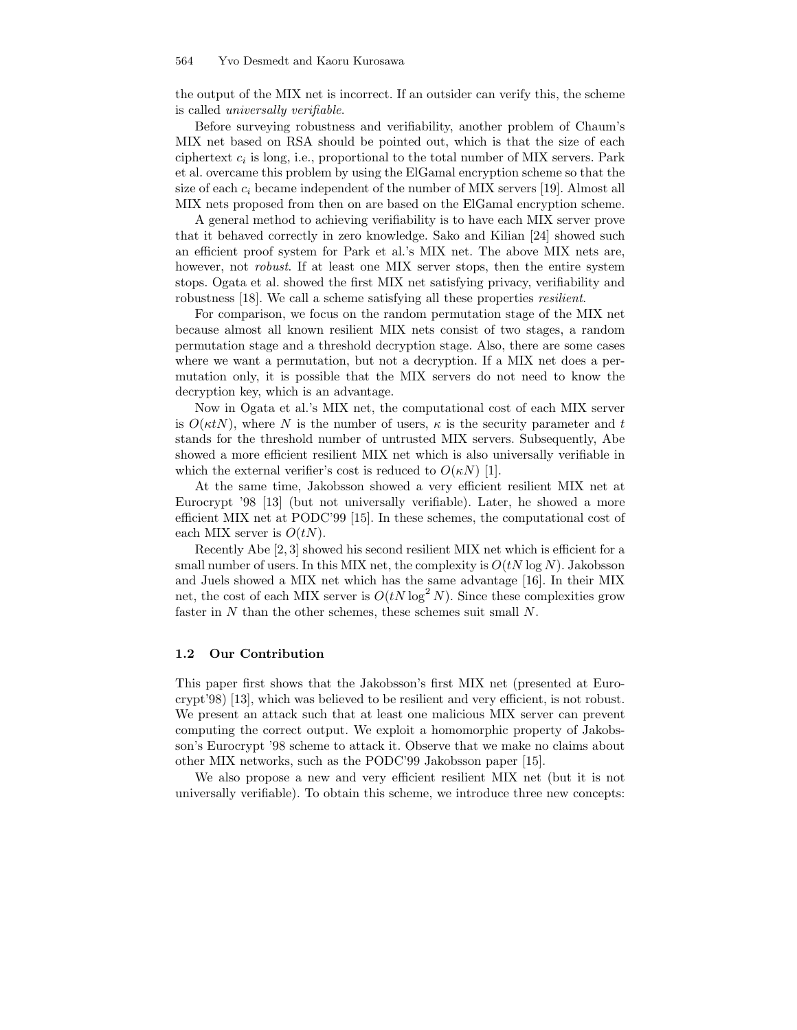the output of the MIX net is incorrect. If an outsider can verify this, the scheme is called *universally verifiable*.

Before surveying robustness and verifiability, another problem of Chaum's MIX net based on RSA should be pointed out, which is that the size of each ciphertext $c_i$ is long, i.e., proportional to the total number of MIX servers. Park et al. overcame this problem by using the ElGamal encryption scheme so that the size of each $c_i$ became independent of the number of MIX servers [19]. Almost all MIX nets proposed from then on are based on the ElGamal encryption scheme.

A general method to achieving verifiability is to have each MIX server prove that it behaved correctly in zero knowledge. Sako and Kilian [24] showed such an efficient proof system for Park et al.'s MIX net. The above MIX nets are, however, not *robust*. If at least one MIX server stops, then the entire system stops. Ogata et al. showed the first MIX net satisfying privacy, verifiability and robustness [18]. We call a scheme satisfying all these properties *resilient*.

For comparison, we focus on the random permutation stage of the MIX net because almost all known resilient MIX nets consist of two stages, a random permutation stage and a threshold decryption stage. Also, there are some cases where we want a permutation, but not a decryption. If a MIX net does a permutation only, it is possible that the MIX servers do not need to know the decryption key, which is an advantage.

Now in Ogata et al.'s MIX net, the computational cost of each MIX server is $O(\kappa t N)$, where $N$ is the number of users, $\kappa$ is the security parameter and $t$ stands for the threshold number of untrusted MIX servers. Subsequently, Abe showed a more efficient resilient MIX net which is also universally verifiable in which the external verifier's cost is reduced to $O(\kappa N)$ [1].

At the same time, Jakobsson showed a very efficient resilient MIX net at Eurocrypt '98 [13] (but not universally verifiable). Later, he showed a more efficient MIX net at PODC'99 [15]. In these schemes, the computational cost of each MIX server is $O(tN)$.

Recently Abe [2, 3] showed his second resilient MIX net which is efficient for a small number of users. In this MIX net, the complexity is $O(tN \log N)$. Jakobsson and Juels showed a MIX net which has the same advantage [16]. In their MIX net, the cost of each MIX server is $O(tN \log^2 N)$. Since these complexities grow faster in $N$ than the other schemes, these schemes suit small $N$.

### 1.2 Our Contribution

This paper first shows that the Jakobsson's first MIX net (presented at Eurocrypt'98) [13], which was believed to be resilient and very efficient, is not robust. We present an attack such that at least one malicious MIX server can prevent computing the correct output. We exploit a homomorphic property of Jakobsson's Eurocrypt '98 scheme to attack it. Observe that we make no claims about other MIX networks, such as the PODC'99 Jakobsson paper [15].

We also propose a new and very efficient resilient MIX net (but it is not universally verifiable). To obtain this scheme, we introduce three new concepts: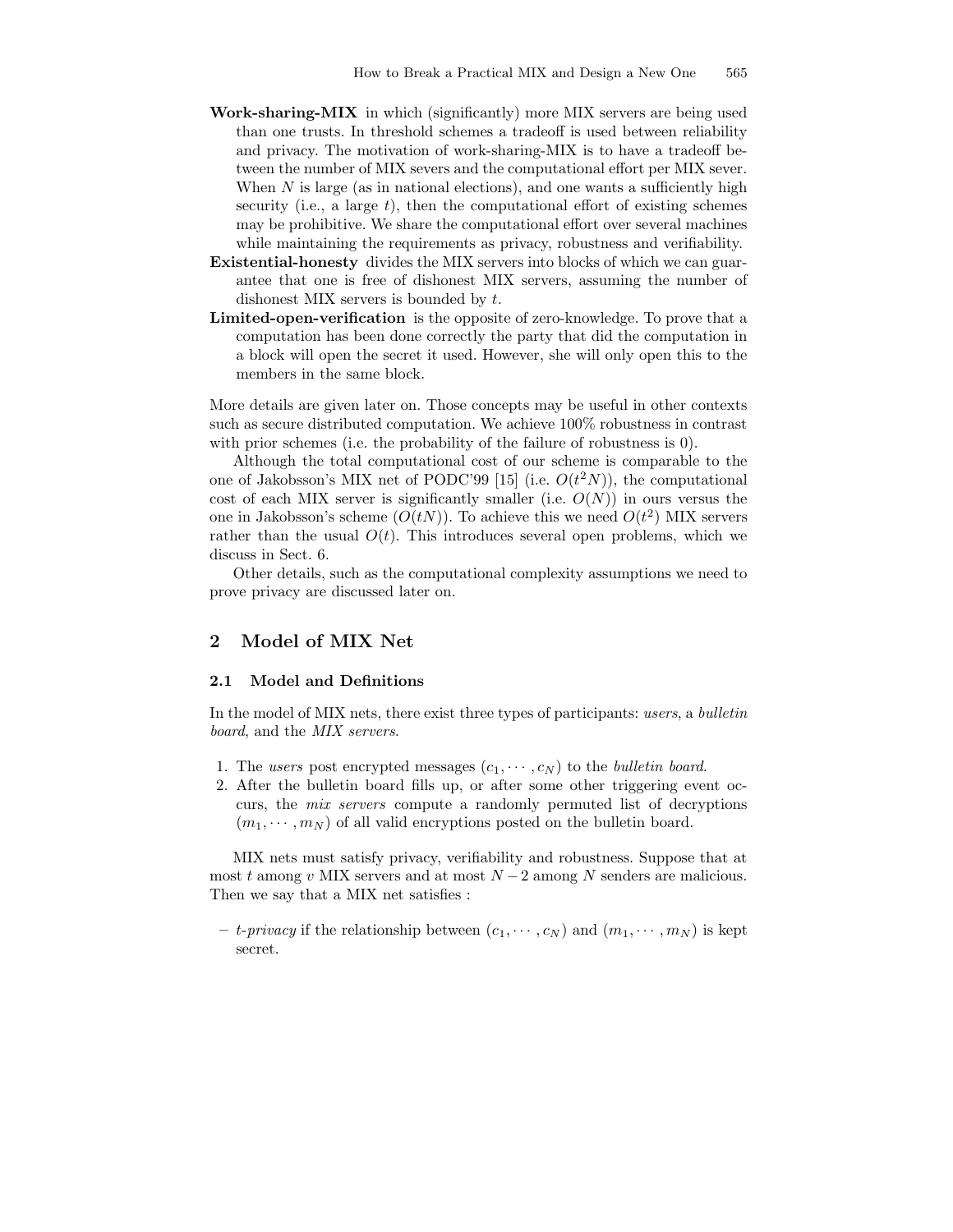**Work-sharing-MIX** in which (significantly) more MIX servers are being used than one trusts. In threshold schemes a tradeoff is used between reliability and privacy. The motivation of work-sharing-MIX is to have a tradeoff between the number of MIX severs and the computational effort per MIX sever. When $N$ is large (as in national elections), and one wants a sufficiently high security (i.e., a large $t$), then the computational effort of existing schemes may be prohibitive. We share the computational effort over several machines while maintaining the requirements as privacy, robustness and verifiability.

**Existential-honesty** divides the MIX servers into blocks of which we can guarantee that one is free of dishonest MIX servers, assuming the number of dishonest MIX servers is bounded by $t$.

**Limited-open-verification** is the opposite of zero-knowledge. To prove that a computation has been done correctly the party that did the computation in a block will open the secret it used. However, she will only open this to the members in the same block.

More details are given later on. Those concepts may be useful in other contexts such as secure distributed computation. We achieve 100% robustness in contrast with prior schemes (i.e. the probability of the failure of robustness is 0).

Although the total computational cost of our scheme is comparable to the one of Jakobsson's MIX net of PODC'99 [15] (i.e. $O(t^2N)$), the computational cost of each MIX server is significantly smaller (i.e. $O(N)$) in ours versus the one in Jakobsson's scheme ($O(tN)$). To achieve this we need $O(t^2)$ MIX servers rather than the usual $O(t)$. This introduces several open problems, which we discuss in Sect. 6.

Other details, such as the computational complexity assumptions we need to prove privacy are discussed later on.

## 2 Model of MIX Net

### 2.1 Model and Definitions

In the model of MIX nets, there exist three types of participants: *users*, a *bulletin board*, and the *MIX servers*.

1. The *users* post encrypted messages $(c_1, \cdots, c_N)$ to the *bulletin board*.
2. After the bulletin board fills up, or after some other triggering event occurs, the *mix servers* compute a randomly permuted list of decryptions $(m_1, \cdots, m_N)$ of all valid encryptions posted on the bulletin board.

MIX nets must satisfy privacy, verifiability and robustness. Suppose that at most $t$ among $v$ MIX servers and at most $N-2$ among $N$ senders are malicious. Then we say that a MIX net satisfies :

- *t-privacy* if the relationship between $(c_1, \cdots, c_N)$ and $(m_1, \cdots, m_N)$ is kept secret.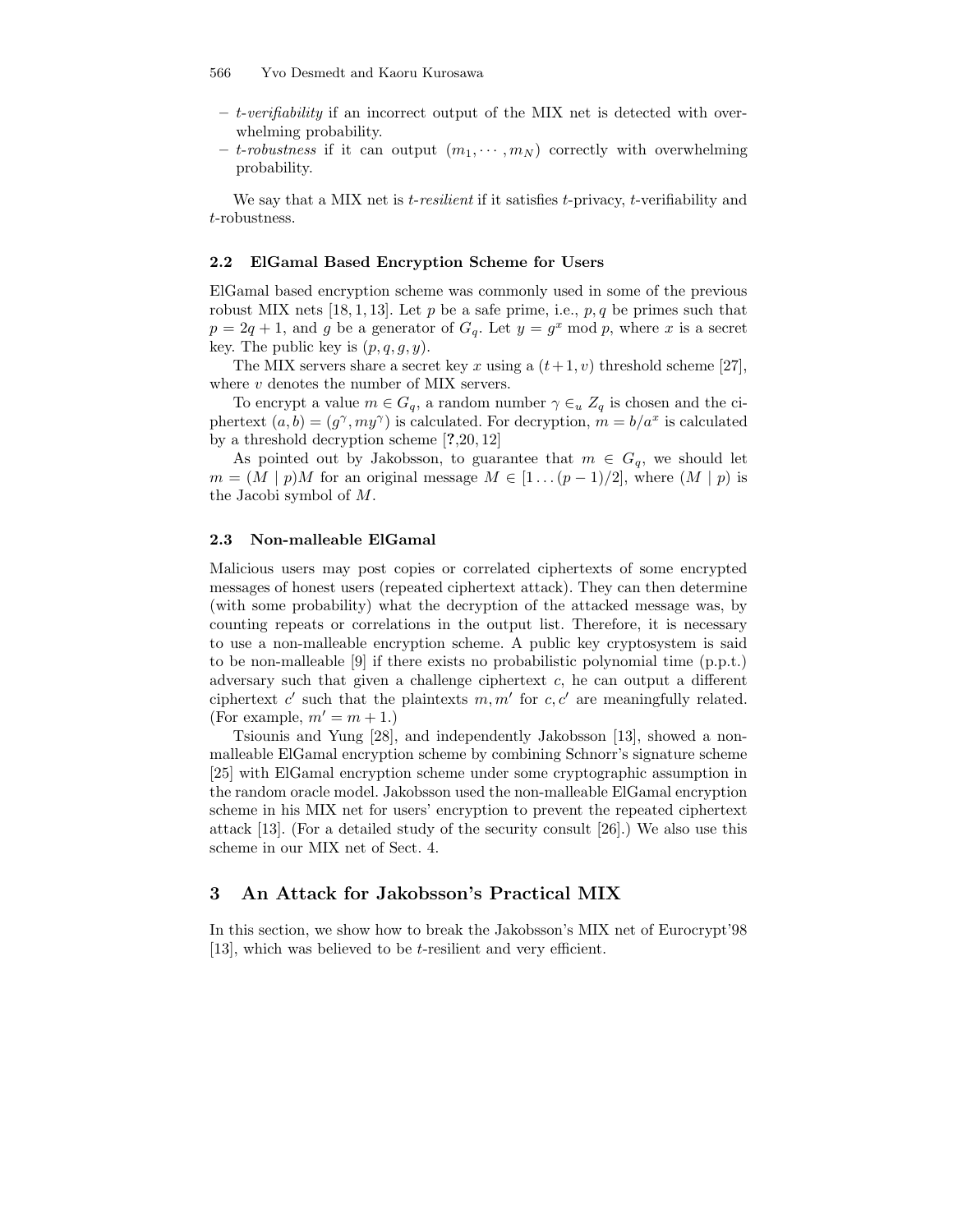- *t-verifiability* if an incorrect output of the MIX net is detected with overwhelming probability.
- *t-robustness* if it can output $(m_1, \cdots, m_N)$ correctly with overwhelming probability.

We say that a MIX net is *t-resilient* if it satisfies $t$-privacy, $t$-verifiability and $t$-robustness.

### 2.2 ElGamal Based Encryption Scheme for Users

ElGamal based encryption scheme was commonly used in some of the previous robust MIX nets [18, 1, 13]. Let $p$ be a safe prime, i.e., $p, q$ be primes such that $p = 2q + 1$, and $g$ be a generator of $G_q$. Let $y = g^x \bmod p$, where $x$ is a secret key. The public key is $(p, q, g, y)$.

The MIX servers share a secret key $x$ using a $(t+1, v)$ threshold scheme [27], where $v$ denotes the number of MIX servers.

To encrypt a value $m \in G_q$, a random number $\gamma \in_u Z_q$ is chosen and the ciphertext $(a, b) = (g^\gamma, my^\gamma)$ is calculated. For decryption, $m = b/a^x$ is calculated by a threshold decryption scheme [**?**,20, 12]

As pointed out by Jakobsson, to guarantee that $m \in G_q$, we should let $m = (M \mid p)M$ for an original message $M \in [1 \ldots (p-1)/2]$, where $(M \mid p)$ is the Jacobi symbol of $M$.

### 2.3 Non-malleable ElGamal

Malicious users may post copies or correlated ciphertexts of some encrypted messages of honest users (repeated ciphertext attack). They can then determine (with some probability) what the decryption of the attacked message was, by counting repeats or correlations in the output list. Therefore, it is necessary to use a non-malleable encryption scheme. A public key cryptosystem is said to be non-malleable [9] if there exists no probabilistic polynomial time (p.p.t.) adversary such that given a challenge ciphertext $c$, he can output a different ciphertext $c'$ such that the plaintexts $m, m'$ for $c, c'$ are meaningfully related. (For example, $m' = m + 1$.)

Tsiounis and Yung [28], and independently Jakobsson [13], showed a non-malleable ElGamal encryption scheme by combining Schnorr's signature scheme [25] with ElGamal encryption scheme under some cryptographic assumption in the random oracle model. Jakobsson used the non-malleable ElGamal encryption scheme in his MIX net for users' encryption to prevent the repeated ciphertext attack [13]. (For a detailed study of the security consult [26].) We also use this scheme in our MIX net of Sect. 4.

## 3 An Attack for Jakobsson's Practical MIX

In this section, we show how to break the Jakobsson's MIX net of Eurocrypt'98 [13], which was believed to be $t$-resilient and very efficient.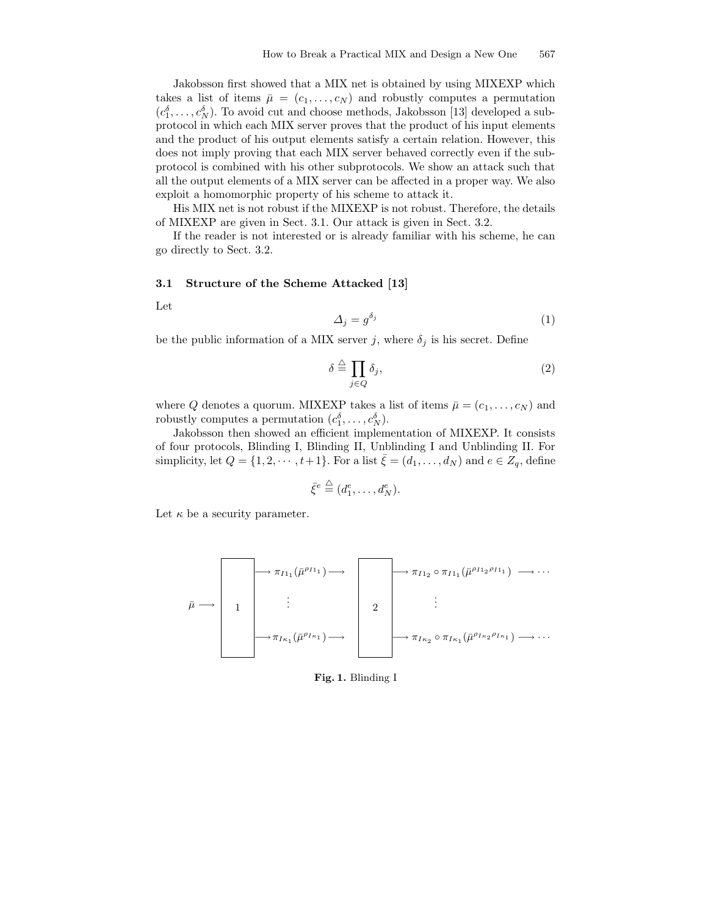Jakobsson first showed that a MIX net is obtained by using MIXEXP which takes a list of items $\bar{\mu} = (c_1, \ldots, c_N)$ and robustly computes a permutation $(c_1^\delta, \ldots, c_N^\delta)$. To avoid cut and choose methods, Jakobsson [13] developed a subprotocol in which each MIX server proves that the product of his input elements and the product of his output elements satisfy a certain relation. However, this does not imply proving that each MIX server behaved correctly even if the subprotocol is combined with his other subprotocols. We show an attack such that all the output elements of a MIX server can be affected in a proper way. We also exploit a homomorphic property of his scheme to attack it.

His MIX net is not robust if the MIXEXP is not robust. Therefore, the details of MIXEXP are given in Sect. 3.1. Our attack is given in Sect. 3.2.

If the reader is not interested or is already familiar with his scheme, he can go directly to Sect. 3.2.

### 3.1 Structure of the Scheme Attacked [13]

Let

$$\Delta_j = g^{\delta_j} \tag{1}$$

be the public information of a MIX server $j$, where $\delta_j$ is his secret. Define

$$\delta \triangleq \prod_{j \in Q} \delta_j, \tag{2}$$

where $Q$ denotes a quorum. MIXEXP takes a list of items $\bar{\mu} = (c_1, \ldots, c_N)$ and robustly computes a permutation $(c_1^\delta, \ldots, c_N^\delta)$.

Jakobsson then showed an efficient implementation of MIXEXP. It consists of four protocols, Blinding I, Blinding II, Unblinding I and Unblinding II. For simplicity, let $Q = \{1, 2, \cdots, t+1\}$. For a list $\bar{\xi} = (d_1, \ldots, d_N)$ and $e \in Z_q$, define

$$\bar{\xi}^e \triangleq (d_1^e, \ldots, d_N^e).$$

Let $\kappa$ be a security parameter.

$$\bar{\mu} \longrightarrow \boxed{1} \begin{array}{l} \longrightarrow \pi_{I1_1}(\bar{\mu}^{\rho_{I1_1}}) \longrightarrow \\ \vdots \\ \longrightarrow \pi_{I\kappa_1}(\bar{\mu}^{\rho_{I\kappa_1}}) \longrightarrow \end{array} \boxed{2} \begin{array}{l} \longrightarrow \pi_{I1_2} \circ \pi_{I1_1}(\bar{\mu}^{\rho_{I1_2}\rho_{I1_1}}) \longrightarrow \cdots \\ \vdots \\ \longrightarrow \pi_{I\kappa_2} \circ \pi_{I\kappa_1}(\bar{\mu}^{\rho_{I\kappa_2}\rho_{I\kappa_1}}) \longrightarrow \cdots \end{array}$$

**Fig. 1.** Blinding I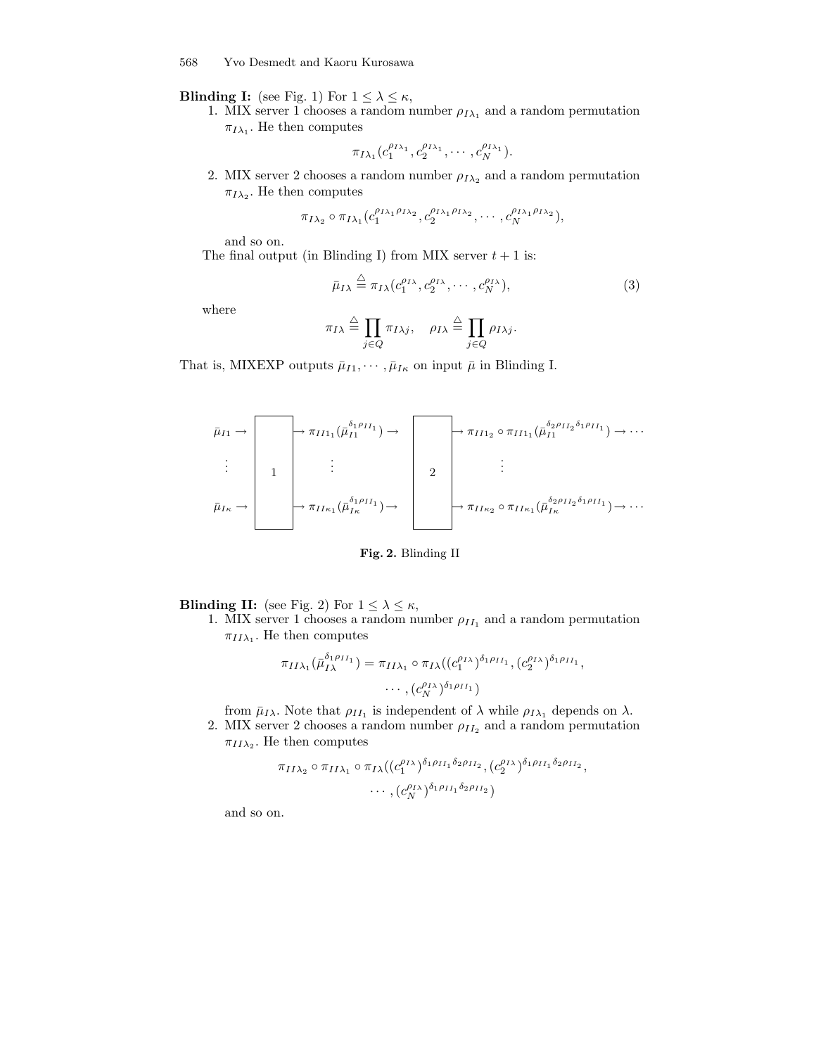**Blinding I:** (see Fig. 1) For $1 \le \lambda \le \kappa$,

1. MIX server 1 chooses a random number $\rho_{I\lambda_1}$ and a random permutation $\pi_{I\lambda_1}$. He then computes

$$\pi_{I\lambda_1}(c_1^{\rho_{I\lambda_1}}, c_2^{\rho_{I\lambda_1}}, \cdots, c_N^{\rho_{I\lambda_1}}).$$

2. MIX server 2 chooses a random number $\rho_{I\lambda_2}$ and a random permutation $\pi_{I\lambda_2}$. He then computes

$$\pi_{I\lambda_2} \circ \pi_{I\lambda_1}(c_1^{\rho_{I\lambda_1}\rho_{I\lambda_2}}, c_2^{\rho_{I\lambda_1}\rho_{I\lambda_2}}, \cdots, c_N^{\rho_{I\lambda_1}\rho_{I\lambda_2}}),$$

and so on.

The final output (in Blinding I) from MIX server $t+1$ is:

$$\bar{\mu}_{I\lambda} \stackrel{\triangle}{=} \pi_{I\lambda}(c_1^{\rho_{I\lambda}}, c_2^{\rho_{I\lambda}}, \cdots, c_N^{\rho_{I\lambda}}), \tag{3}$$

where

$$\pi_{I\lambda} \stackrel{\triangle}{=} \prod_{j \in Q} \pi_{I\lambda j}, \quad \rho_{I\lambda} \stackrel{\triangle}{=} \prod_{j \in Q} \rho_{I\lambda j}.$$

That is, MIXEXP outputs $\bar{\mu}_{I1}, \cdots, \bar{\mu}_{I\kappa}$ on input $\bar{\mu}$ in Blinding I.

$$
\begin{array}{ccccc}
\bar{\mu}_{I1} \rightarrow & & \rightarrow \pi_{II1_1}(\bar{\mu}_{I1}^{\delta_1 \rho_{II_1}}) \rightarrow & & \rightarrow \pi_{II1_2} \circ \pi_{II1_1}(\bar{\mu}_{I1}^{\delta_2 \rho_{II_2} \delta_1 \rho_{II_1}}) \rightarrow \cdots \\
\vdots & \boxed{1} & \vdots & \boxed{2} & \vdots \\
\bar{\mu}_{I\kappa} \rightarrow & & \rightarrow \pi_{II\kappa_1}(\bar{\mu}_{I\kappa}^{\delta_1 \rho_{II_1}}) \rightarrow & & \rightarrow \pi_{II\kappa_2} \circ \pi_{II\kappa_1}(\bar{\mu}_{I\kappa}^{\delta_2 \rho_{II_2} \delta_1 \rho_{II_1}}) \rightarrow \cdots
\end{array}
$$

**Fig. 2.** Blinding II

**Blinding II:** (see Fig. 2) For $1 \le \lambda \le \kappa$,

1. MIX server 1 chooses a random number $\rho_{II_1}$ and a random permutation $\pi_{II\lambda_1}$. He then computes

$$\pi_{II\lambda_1}(\bar{\mu}_{I\lambda}^{\delta_1 \rho_{II_1}}) = \pi_{II\lambda_1} \circ \pi_{I\lambda}((c_1^{\rho_{I\lambda}})^{\delta_1 \rho_{II_1}}, (c_2^{\rho_{I\lambda}})^{\delta_1 \rho_{II_1}}, \cdots, (c_N^{\rho_{I\lambda}})^{\delta_1 \rho_{II_1}})$$

from $\bar{\mu}_{I\lambda}$. Note that $\rho_{II_1}$ is independent of $\lambda$ while $\rho_{I\lambda_1}$ depends on $\lambda$.

2. MIX server 2 chooses a random number $\rho_{II_2}$ and a random permutation $\pi_{II\lambda_2}$. He then computes

$$\pi_{II\lambda_2} \circ \pi_{II\lambda_1} \circ \pi_{I\lambda}((c_1^{\rho_{I\lambda}})^{\delta_1 \rho_{II_1} \delta_2 \rho_{II_2}}, (c_2^{\rho_{I\lambda}})^{\delta_1 \rho_{II_1} \delta_2 \rho_{II_2}}, \cdots, (c_N^{\rho_{I\lambda}})^{\delta_1 \rho_{II_1} \delta_2 \rho_{II_2}})$$

and so on.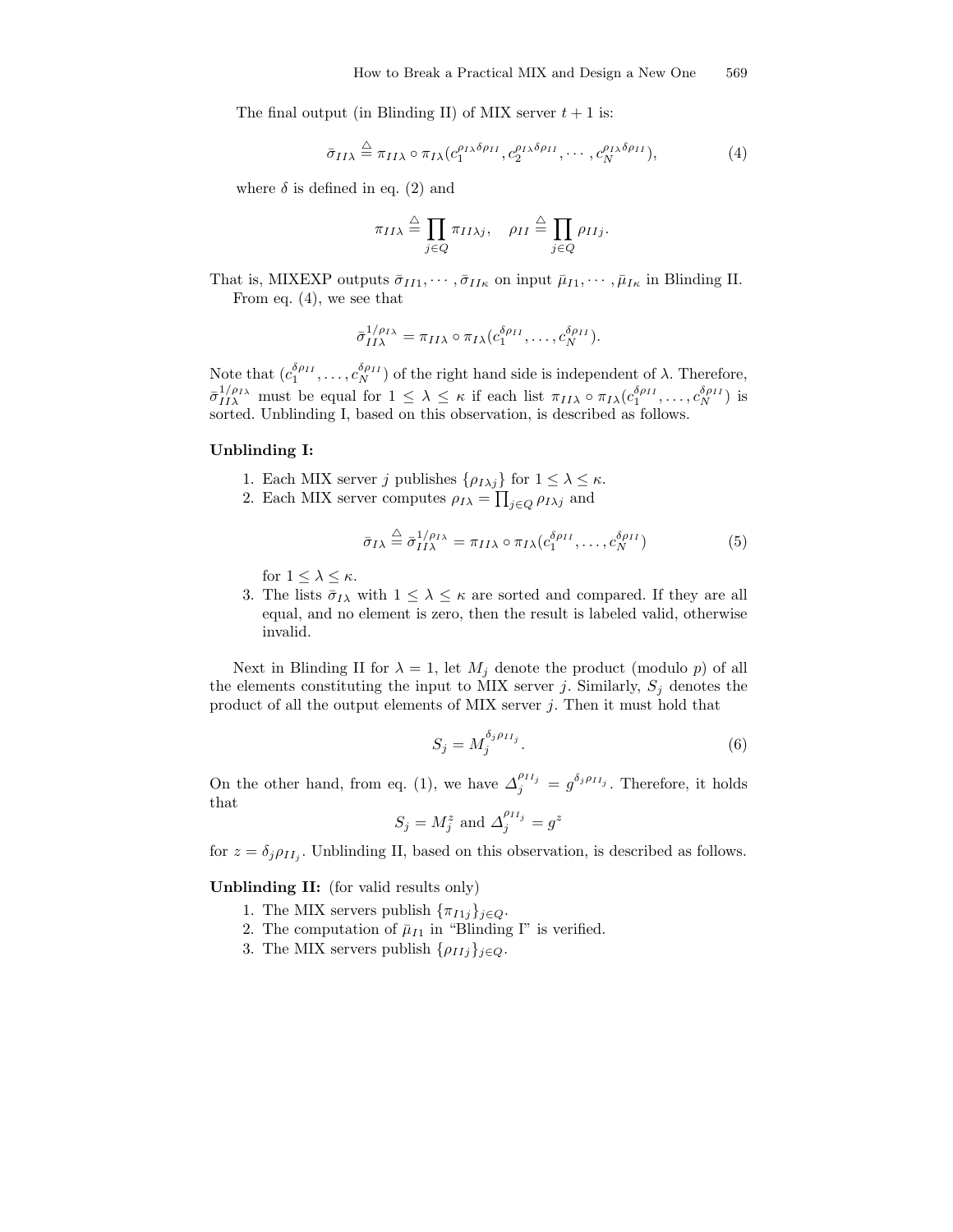The final output (in Blinding II) of MIX server $t+1$ is:

$$\bar{\sigma}_{II\lambda} \stackrel{\triangle}{=} \pi_{II\lambda} \circ \pi_{I\lambda}(c_1^{\rho_{I\lambda}\delta\rho_{II}}, c_2^{\rho_{I\lambda}\delta\rho_{II}}, \cdots, c_N^{\rho_{I\lambda}\delta\rho_{II}}), \tag{4}$$

where $\delta$ is defined in eq. (2) and

$$\pi_{II\lambda} \stackrel{\triangle}{=} \prod_{j\in Q} \pi_{II\lambda j}, \quad \rho_{II} \stackrel{\triangle}{=} \prod_{j\in Q} \rho_{IIj}.$$

That is, MIXEXP outputs $\bar{\sigma}_{II1}, \cdots, \bar{\sigma}_{II\kappa}$ on input $\bar{\mu}_{I1}, \cdots, \bar{\mu}_{I\kappa}$ in Blinding II.

From eq. (4), we see that

$$\bar{\sigma}_{II\lambda}^{1/\rho_{I\lambda}} = \pi_{II\lambda} \circ \pi_{I\lambda}(c_1^{\delta\rho_{II}}, \ldots, c_N^{\delta\rho_{II}}).$$

Note that $(c_1^{\delta\rho_{II}}, \ldots, c_N^{\delta\rho_{II}})$ of the right hand side is independent of $\lambda$. Therefore, $\bar{\sigma}_{II\lambda}^{1/\rho_{I\lambda}}$ must be equal for $1 \le \lambda \le \kappa$ if each list $\pi_{II\lambda} \circ \pi_{I\lambda}(c_1^{\delta\rho_{II}}, \ldots, c_N^{\delta\rho_{II}})$ is sorted. Unblinding I, based on this observation, is described as follows.

**Unblinding I:**

1. Each MIX server $j$ publishes $\{\rho_{I\lambda j}\}$ for $1 \le \lambda \le \kappa$.
2. Each MIX server computes $\rho_{I\lambda} = \prod_{j\in Q} \rho_{I\lambda j}$ and

$$\bar{\sigma}_{I\lambda} \stackrel{\triangle}{=} \bar{\sigma}_{II\lambda}^{1/\rho_{I\lambda}} = \pi_{II\lambda} \circ \pi_{I\lambda}(c_1^{\delta\rho_{II}}, \ldots, c_N^{\delta\rho_{II}}) \tag{5}$$

   for $1 \le \lambda \le \kappa$.
3. The lists $\bar{\sigma}_{I\lambda}$ with $1 \le \lambda \le \kappa$ are sorted and compared. If they are all equal, and no element is zero, then the result is labeled valid, otherwise invalid.

Next in Blinding II for $\lambda = 1$, let $M_j$ denote the product (modulo $p$) of all the elements constituting the input to MIX server $j$. Similarly, $S_j$ denotes the product of all the output elements of MIX server $j$. Then it must hold that

$$S_j = M_j^{\delta_j \rho_{II_j}}. \tag{6}$$

On the other hand, from eq. (1), we have $\Delta_j^{\rho_{II_j}} = g^{\delta_j \rho_{II_j}}$. Therefore, it holds that

$$S_j = M_j^z \text{ and } \Delta_j^{\rho_{II_j}} = g^z$$

for $z = \delta_j \rho_{II_j}$. Unblinding II, based on this observation, is described as follows.

**Unblinding II:** (for valid results only)

1. The MIX servers publish $\{\pi_{I1j}\}_{j\in Q}$.
2. The computation of $\bar{\mu}_{I1}$ in "Blinding I" is verified.
3. The MIX servers publish $\{\rho_{IIj}\}_{j\in Q}$.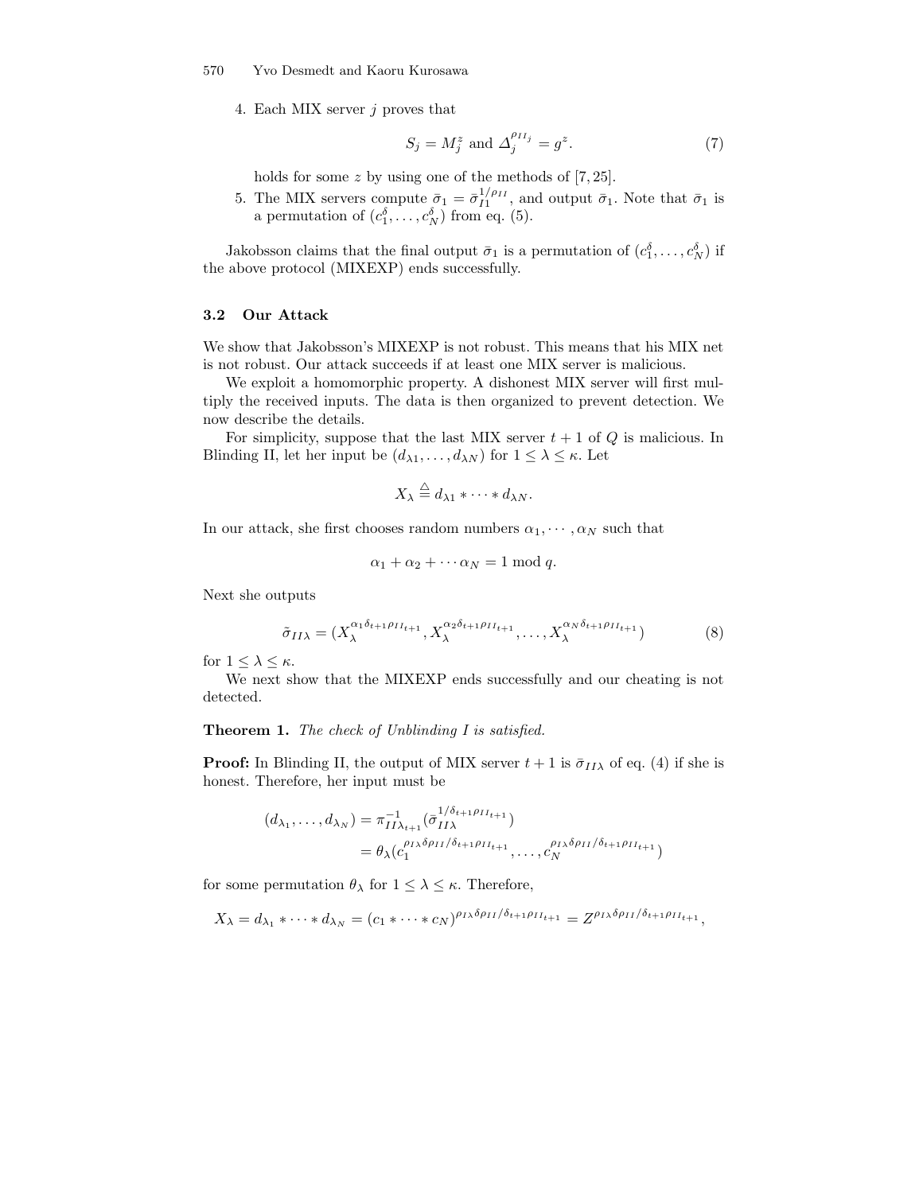4. Each MIX server $j$ proves that

$$S_j = M_j^z \text{ and } \Delta_j^{\rho_{II_j}} = g^z. \tag{7}$$

   holds for some $z$ by using one of the methods of [7, 25].

5. The MIX servers compute $\bar{\sigma}_1 = \bar{\sigma}_{I1}^{1/\rho_{II}}$, and output $\bar{\sigma}_1$. Note that $\bar{\sigma}_1$ is a permutation of $(c_1^\delta, \ldots, c_N^\delta)$ from eq. (5).

Jakobsson claims that the final output $\bar{\sigma}_1$ is a permutation of $(c_1^\delta, \ldots, c_N^\delta)$ if the above protocol (MIXEXP) ends successfully.

### 3.2 Our Attack

We show that Jakobsson's MIXEXP is not robust. This means that his MIX net is not robust. Our attack succeeds if at least one MIX server is malicious.

We exploit a homomorphic property. A dishonest MIX server will first multiply the received inputs. The data is then organized to prevent detection. We now describe the details.

For simplicity, suppose that the last MIX server $t+1$ of $Q$ is malicious. In Blinding II, let her input be $(d_{\lambda 1}, \ldots, d_{\lambda N})$ for $1 \le \lambda \le \kappa$. Let

$$X_\lambda \stackrel{\triangle}{=} d_{\lambda 1} * \cdots * d_{\lambda N}.$$

In our attack, she first chooses random numbers $\alpha_1, \cdots, \alpha_N$ such that

$$\alpha_1 + \alpha_2 + \cdots \alpha_N = 1 \bmod q.$$

Next she outputs

$$\tilde{\sigma}_{II\lambda} = (X_\lambda^{\alpha_1 \delta_{t+1} \rho_{II_{t+1}}}, X_\lambda^{\alpha_2 \delta_{t+1} \rho_{II_{t+1}}}, \ldots, X_\lambda^{\alpha_N \delta_{t+1} \rho_{II_{t+1}}}) \tag{8}$$

for $1 \le \lambda \le \kappa$.

We next show that the MIXEXP ends successfully and our cheating is not detected.

**Theorem 1.** *The check of Unblinding I is satisfied.*

**Proof:** In Blinding II, the output of MIX server $t+1$ is $\bar{\sigma}_{II\lambda}$ of eq. (4) if she is honest. Therefore, her input must be

$$\begin{aligned}
(d_{\lambda_1}, \ldots, d_{\lambda_N}) &= \pi_{II\lambda_{t+1}}^{-1}(\bar{\sigma}_{II\lambda}^{1/\delta_{t+1}\rho_{II_{t+1}}}) \\
&= \theta_\lambda(c_1^{\rho_{I\lambda}\delta\rho_{II}/\delta_{t+1}\rho_{II_{t+1}}}, \ldots, c_N^{\rho_{I\lambda}\delta\rho_{II}/\delta_{t+1}\rho_{II_{t+1}}})
\end{aligned}$$

for some permutation $\theta_\lambda$ for $1 \le \lambda \le \kappa$. Therefore,

$$X_\lambda = d_{\lambda_1} * \cdots * d_{\lambda_N} = (c_1 * \cdots * c_N)^{\rho_{I\lambda}\delta\rho_{II}/\delta_{t+1}\rho_{II_{t+1}}} = Z^{\rho_{I\lambda}\delta\rho_{II}/\delta_{t+1}\rho_{II_{t+1}}},$$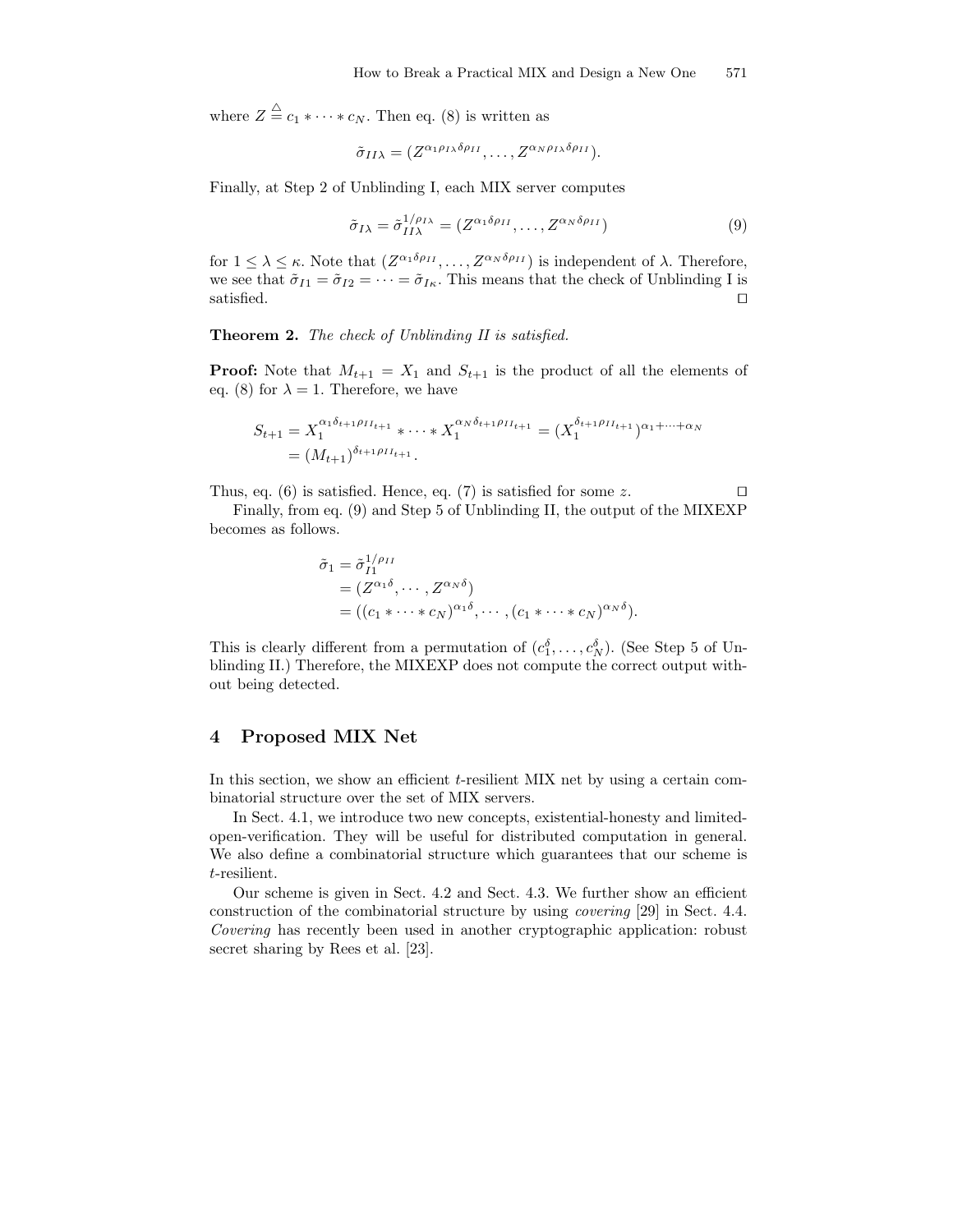where $Z \stackrel{\triangle}{=} c_1 * \cdots * c_N$. Then eq. (8) is written as

$$\tilde{\sigma}_{II\lambda} = (Z^{\alpha_1 \rho_{I\lambda} \delta \rho_{II}}, \ldots, Z^{\alpha_N \rho_{I\lambda} \delta \rho_{II}}).$$

Finally, at Step 2 of Unblinding I, each MIX server computes

$$\tilde{\sigma}_{I\lambda} = \tilde{\sigma}_{II\lambda}^{1/\rho_{I\lambda}} = (Z^{\alpha_1 \delta \rho_{II}}, \ldots, Z^{\alpha_N \delta \rho_{II}}) \tag{9}$$

for $1 \leq \lambda \leq \kappa$. Note that $(Z^{\alpha_1 \delta \rho_{II}}, \ldots, Z^{\alpha_N \delta \rho_{II}})$ is independent of $\lambda$. Therefore, we see that $\tilde{\sigma}_{I1} = \tilde{\sigma}_{I2} = \cdots = \tilde{\sigma}_{I\kappa}$. This means that the check of Unblinding I is satisfied. □

**Theorem 2.** *The check of Unblinding II is satisfied.*

**Proof:** Note that $M_{t+1} = X_1$ and $S_{t+1}$ is the product of all the elements of eq. (8) for $\lambda = 1$. Therefore, we have

$$S_{t+1} = X_1^{\alpha_1 \delta_{t+1} \rho_{II_{t+1}}} * \cdots * X_1^{\alpha_N \delta_{t+1} \rho_{II_{t+1}}} = (X_1^{\delta_{t+1} \rho_{II_{t+1}}})^{\alpha_1 + \cdots + \alpha_N}$$
$$= (M_{t+1})^{\delta_{t+1} \rho_{II_{t+1}}}.$$

Thus, eq. (6) is satisfied. Hence, eq. (7) is satisfied for some $z$. □

Finally, from eq. (9) and Step 5 of Unblinding II, the output of the MIXEXP becomes as follows.

$$\begin{aligned}
\tilde{\sigma}_1 &= \tilde{\sigma}_{I1}^{1/\rho_{II}} \\
&= (Z^{\alpha_1 \delta}, \cdots, Z^{\alpha_N \delta}) \\
&= ((c_1 * \cdots * c_N)^{\alpha_1 \delta}, \cdots, (c_1 * \cdots * c_N)^{\alpha_N \delta}).
\end{aligned}$$

This is clearly different from a permutation of $(c_1^\delta, \ldots, c_N^\delta)$. (See Step 5 of Unblinding II.) Therefore, the MIXEXP does not compute the correct output without being detected.

## 4 Proposed MIX Net

In this section, we show an efficient $t$-resilient MIX net by using a certain combinatorial structure over the set of MIX servers.

In Sect. 4.1, we introduce two new concepts, existential-honesty and limited-open-verification. They will be useful for distributed computation in general. We also define a combinatorial structure which guarantees that our scheme is $t$-resilient.

Our scheme is given in Sect. 4.2 and Sect. 4.3. We further show an efficient construction of the combinatorial structure by using *covering* [29] in Sect. 4.4. *Covering* has recently been used in another cryptographic application: robust secret sharing by Rees et al. [23].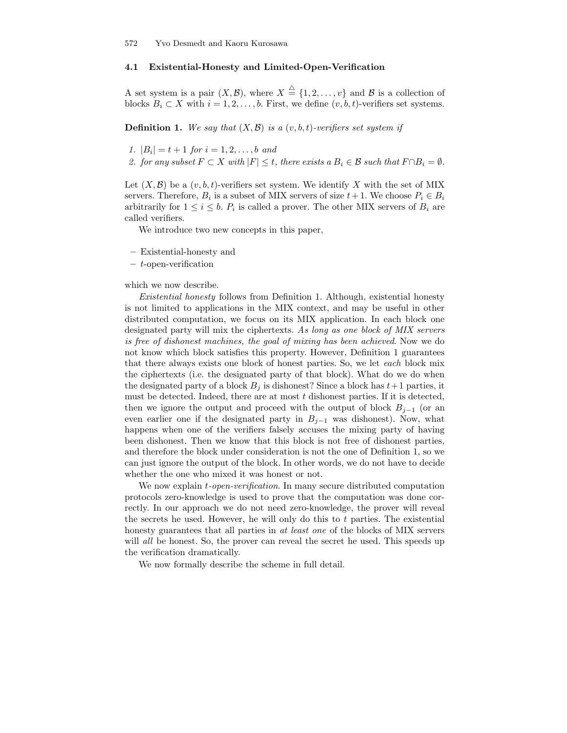### 4.1 Existential-Honesty and Limited-Open-Verification

A set system is a pair $(X, \mathcal{B})$, where $X \stackrel{\triangle}{=} \{1, 2, \ldots, v\}$ and $\mathcal{B}$ is a collection of blocks $B_i \subset X$ with $i = 1, 2, \ldots, b$. First, we define $(v, b, t)$-verifiers set systems.

**Definition 1.** *We say that $(X, \mathcal{B})$ is a $(v, b, t)$-verifiers set system if*

1. *$|B_i| = t + 1$ for $i = 1, 2, \ldots, b$ and*
2. *for any subset $F \subset X$ with $|F| \leq t$, there exists a $B_i \in \mathcal{B}$ such that $F \cap B_i = \emptyset$.*

Let $(X, \mathcal{B})$ be a $(v, b, t)$-verifiers set system. We identify $X$ with the set of MIX servers. Therefore, $B_i$ is a subset of MIX servers of size $t+1$. We choose $P_i \in B_i$ arbitrarily for $1 \leq i \leq b$. $P_i$ is called a prover. The other MIX servers of $B_i$ are called verifiers.

We introduce two new concepts in this paper,

- Existential-honesty and
- $t$-open-verification

which we now describe.

*Existential honesty* follows from Definition 1. Although, existential honesty is not limited to applications in the MIX context, and may be useful in other distributed computation, we focus on its MIX application. In each block one designated party will mix the ciphertexts. *As long as one block of MIX servers is free of dishonest machines, the goal of mixing has been achieved*. Now we do not know which block satisfies this property. However, Definition 1 guarantees that there always exists one block of honest parties. So, we let *each* block mix the ciphertexts (i.e. the designated party of that block). What do we do when the designated party of a block $B_j$ is dishonest? Since a block has $t+1$ parties, it must be detected. Indeed, there are at most $t$ dishonest parties. If it is detected, then we ignore the output and proceed with the output of block $B_{j-1}$ (or an even earlier one if the designated party in $B_{j-1}$ was dishonest). Now, what happens when one of the verifiers falsely accuses the mixing party of having been dishonest. Then we know that this block is not free of dishonest parties, and therefore the block under consideration is not the one of Definition 1, so we can just ignore the output of the block. In other words, we do not have to decide whether the one who mixed it was honest or not.

We now explain *t-open-verification*. In many secure distributed computation protocols zero-knowledge is used to prove that the computation was done correctly. In our approach we do not need zero-knowledge, the prover will reveal the secrets he used. However, he will only do this to $t$ parties. The existential honesty guarantees that all parties in *at least one* of the blocks of MIX servers will *all* be honest. So, the prover can reveal the secret he used. This speeds up the verification dramatically.

We now formally describe the scheme in full detail.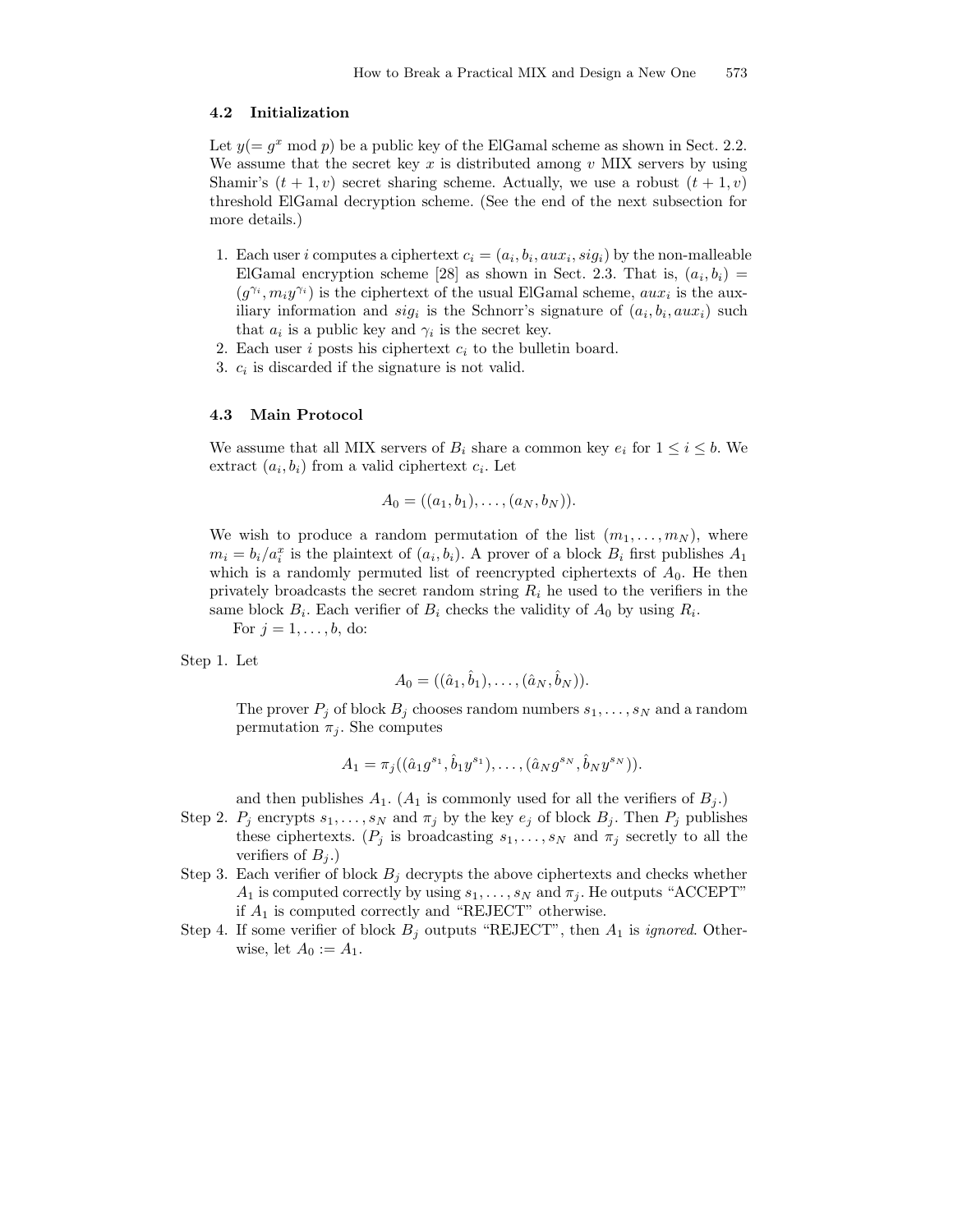### 4.2 Initialization

Let $y(= g^x \bmod p)$ be a public key of the ElGamal scheme as shown in Sect. 2.2. We assume that the secret key $x$ is distributed among $v$ MIX servers by using Shamir's $(t+1, v)$ secret sharing scheme. Actually, we use a robust $(t+1, v)$ threshold ElGamal decryption scheme. (See the end of the next subsection for more details.)

1. Each user $i$ computes a ciphertext $c_i = (a_i, b_i, aux_i, sig_i)$ by the non-malleable ElGamal encryption scheme [28] as shown in Sect. 2.3. That is, $(a_i, b_i) = (g^{\gamma_i}, m_i y^{\gamma_i})$ is the ciphertext of the usual ElGamal scheme, $aux_i$ is the auxiliary information and $sig_i$ is the Schnorr's signature of $(a_i, b_i, aux_i)$ such that $a_i$ is a public key and $\gamma_i$ is the secret key.
2. Each user $i$ posts his ciphertext $c_i$ to the bulletin board.
3. $c_i$ is discarded if the signature is not valid.

### 4.3 Main Protocol

We assume that all MIX servers of $B_i$ share a common key $e_i$ for $1 \le i \le b$. We extract $(a_i, b_i)$ from a valid ciphertext $c_i$. Let

$$A_0 = ((a_1, b_1), \ldots, (a_N, b_N)).$$

We wish to produce a random permutation of the list $(m_1, \ldots, m_N)$, where $m_i = b_i / a_i^x$ is the plaintext of $(a_i, b_i)$. A prover of a block $B_i$ first publishes $A_1$ which is a randomly permuted list of reencrypted ciphertexts of $A_0$. He then privately broadcasts the secret random string $R_i$ he used to the verifiers in the same block $B_i$. Each verifier of $B_i$ checks the validity of $A_0$ by using $R_i$.

For $j = 1, \ldots, b$, do:

Step 1. Let

$$A_0 = ((\hat{a}_1, \hat{b}_1), \ldots, (\hat{a}_N, \hat{b}_N)).$$

The prover $P_j$ of block $B_j$ chooses random numbers $s_1, \ldots, s_N$ and a random permutation $\pi_j$. She computes

$$A_1 = \pi_j((\hat{a}_1 g^{s_1}, \hat{b}_1 y^{s_1}), \ldots, (\hat{a}_N g^{s_N}, \hat{b}_N y^{s_N})).$$

and then publishes $A_1$. ($A_1$ is commonly used for all the verifiers of $B_j$.)

Step 2. $P_j$ encrypts $s_1, \ldots, s_N$ and $\pi_j$ by the key $e_j$ of block $B_j$. Then $P_j$ publishes these ciphertexts. ($P_j$ is broadcasting $s_1, \ldots, s_N$ and $\pi_j$ secretly to all the verifiers of $B_j$.)

Step 3. Each verifier of block $B_j$ decrypts the above ciphertexts and checks whether $A_1$ is computed correctly by using $s_1, \ldots, s_N$ and $\pi_j$. He outputs "ACCEPT" if $A_1$ is computed correctly and "REJECT" otherwise.

Step 4. If some verifier of block $B_j$ outputs "REJECT", then $A_1$ is *ignored*. Otherwise, let $A_0 := A_1$.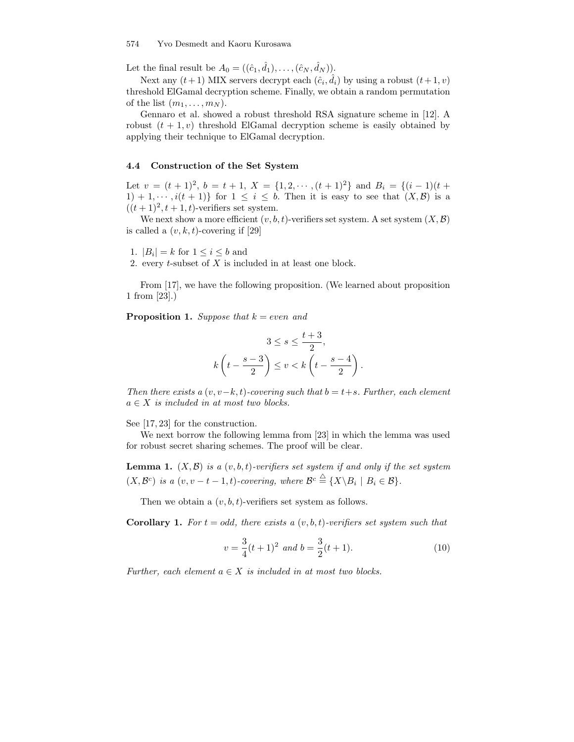Let the final result be $A_0 = ((\hat{c}_1, \hat{d}_1), \ldots, (\hat{c}_N, \hat{d}_N))$.

Next any $(t+1)$ MIX servers decrypt each $(\hat{c}_i, \hat{d}_i)$ by using a robust $(t+1, v)$ threshold ElGamal decryption scheme. Finally, we obtain a random permutation of the list $(m_1, \ldots, m_N)$.

Gennaro et al. showed a robust threshold RSA signature scheme in [12]. A robust $(t+1, v)$ threshold ElGamal decryption scheme is easily obtained by applying their technique to ElGamal decryption.

### 4.4 Construction of the Set System

Let $v = (t+1)^2$, $b = t+1$, $X = \{1, 2, \cdots, (t+1)^2\}$ and $B_i = \{(i-1)(t+1)+1, \cdots, i(t+1)\}$ for $1 \leq i \leq b$. Then it is easy to see that $(X, \mathcal{B})$ is a $((t+1)^2, t+1, t)$-verifiers set system.

We next show a more efficient $(v, b, t)$-verifiers set system. A set system $(X, \mathcal{B})$ is called a $(v, k, t)$-covering if [29]

1. $|B_i| = k$ for $1 \leq i \leq b$ and
2. every $t$-subset of $X$ is included in at least one block.

From [17], we have the following proposition. (We learned about proposition 1 from [23].)

**Proposition 1.** *Suppose that $k =$ even and*

$$3 \leq s \leq \frac{t+3}{2},$$
$$k\left(t - \frac{s-3}{2}\right) \leq v < k\left(t - \frac{s-4}{2}\right).$$

*Then there exists a $(v, v-k, t)$-covering such that $b = t+s$. Further, each element $a \in X$ is included in at most two blocks.*

See [17, 23] for the construction.

We next borrow the following lemma from [23] in which the lemma was used for robust secret sharing schemes. The proof will be clear.

**Lemma 1.** *$(X, \mathcal{B})$ is a $(v, b, t)$-verifiers set system if and only if the set system $(X, \mathcal{B}^c)$ is a $(v, v-t-1, t)$-covering, where $\mathcal{B}^c \triangleq \{X \backslash B_i \mid B_i \in \mathcal{B}\}$.*

Then we obtain a $(v, b, t)$-verifiers set system as follows.

**Corollary 1.** *For $t =$ odd, there exists a $(v, b, t)$-verifiers set system such that*

$$v = \frac{3}{4}(t+1)^2 \text{ and } b = \frac{3}{2}(t+1). \tag{10}$$

*Further, each element $a \in X$ is included in at most two blocks.*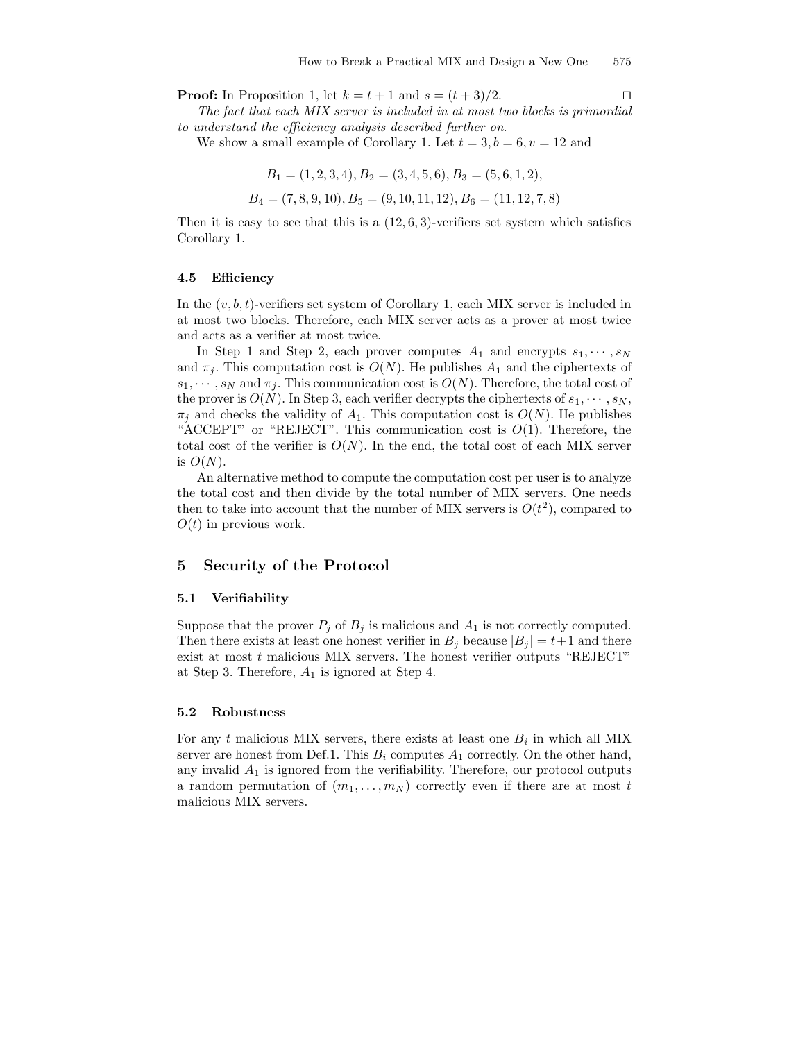**Proof:** In Proposition 1, let $k = t + 1$ and $s = (t + 3)/2$. □

*The fact that each MIX server is included in at most two blocks is primordial to understand the efficiency analysis described further on.*

We show a small example of Corollary 1. Let $t = 3, b = 6, v = 12$ and

$$B_1 = (1, 2, 3, 4), B_2 = (3, 4, 5, 6), B_3 = (5, 6, 1, 2),$$

$$B_4 = (7, 8, 9, 10), B_5 = (9, 10, 11, 12), B_6 = (11, 12, 7, 8)$$

Then it is easy to see that this is a $(12, 6, 3)$-verifiers set system which satisfies Corollary 1.

### 4.5 Efficiency

In the $(v, b, t)$-verifiers set system of Corollary 1, each MIX server is included in at most two blocks. Therefore, each MIX server acts as a prover at most twice and acts as a verifier at most twice.

In Step 1 and Step 2, each prover computes $A_1$ and encrypts $s_1, \cdots, s_N$ and $\pi_j$. This computation cost is $O(N)$. He publishes $A_1$ and the ciphertexts of $s_1, \cdots, s_N$ and $\pi_j$. This communication cost is $O(N)$. Therefore, the total cost of the prover is $O(N)$. In Step 3, each verifier decrypts the ciphertexts of $s_1, \cdots, s_N$, $\pi_j$ and checks the validity of $A_1$. This computation cost is $O(N)$. He publishes "ACCEPT" or "REJECT". This communication cost is $O(1)$. Therefore, the total cost of the verifier is $O(N)$. In the end, the total cost of each MIX server is $O(N)$.

An alternative method to compute the computation cost per user is to analyze the total cost and then divide by the total number of MIX servers. One needs then to take into account that the number of MIX servers is $O(t^2)$, compared to $O(t)$ in previous work.

## 5 Security of the Protocol

### 5.1 Verifiability

Suppose that the prover $P_j$ of $B_j$ is malicious and $A_1$ is not correctly computed. Then there exists at least one honest verifier in $B_j$ because $|B_j| = t+1$ and there exist at most $t$ malicious MIX servers. The honest verifier outputs "REJECT" at Step 3. Therefore, $A_1$ is ignored at Step 4.

### 5.2 Robustness

For any $t$ malicious MIX servers, there exists at least one $B_i$ in which all MIX server are honest from Def.1. This $B_i$ computes $A_1$ correctly. On the other hand, any invalid $A_1$ is ignored from the verifiability. Therefore, our protocol outputs a random permutation of $(m_1, \ldots, m_N)$ correctly even if there are at most $t$ malicious MIX servers.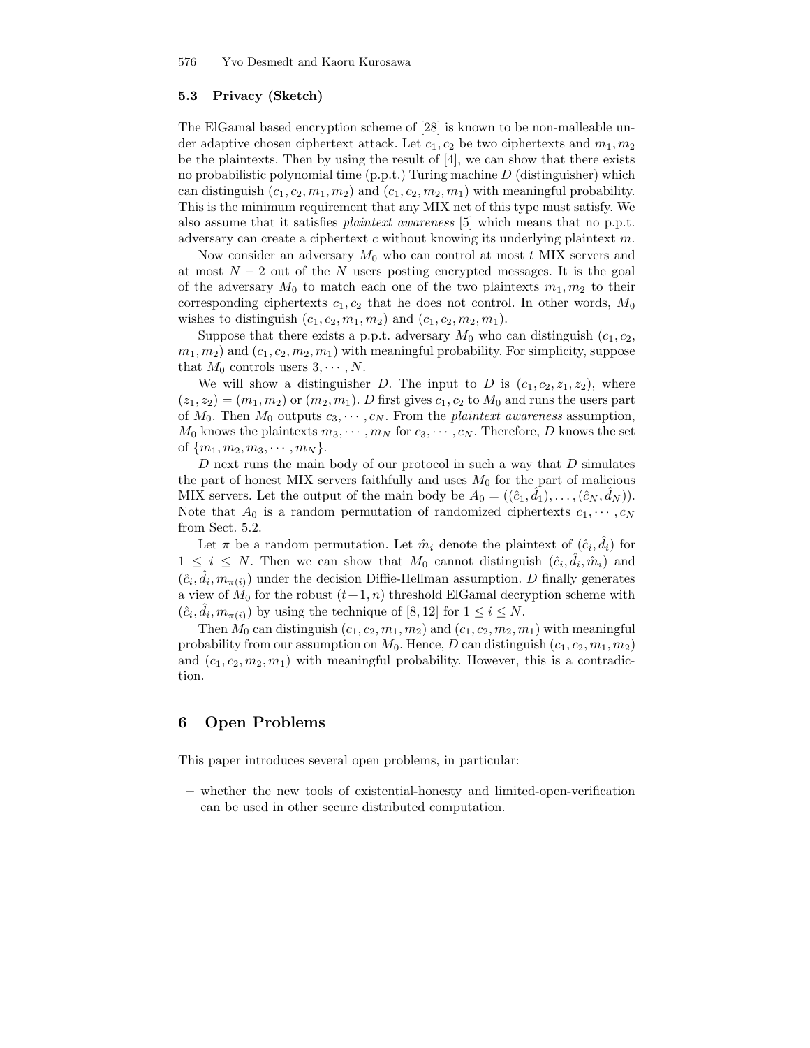### 5.3 Privacy (Sketch)

The ElGamal based encryption scheme of [28] is known to be non-malleable under adaptive chosen ciphertext attack. Let $c_1, c_2$ be two ciphertexts and $m_1, m_2$ be the plaintexts. Then by using the result of [4], we can show that there exists no probabilistic polynomial time (p.p.t.) Turing machine $D$ (distinguisher) which can distinguish $(c_1, c_2, m_1, m_2)$ and $(c_1, c_2, m_2, m_1)$ with meaningful probability. This is the minimum requirement that any MIX net of this type must satisfy. We also assume that it satisfies *plaintext awareness* [5] which means that no p.p.t. adversary can create a ciphertext $c$ without knowing its underlying plaintext $m$.

Now consider an adversary $M_0$ who can control at most $t$ MIX servers and at most $N-2$ out of the $N$ users posting encrypted messages. It is the goal of the adversary $M_0$ to match each one of the two plaintexts $m_1, m_2$ to their corresponding ciphertexts $c_1, c_2$ that he does not control. In other words, $M_0$ wishes to distinguish $(c_1, c_2, m_1, m_2)$ and $(c_1, c_2, m_2, m_1)$.

Suppose that there exists a p.p.t. adversary $M_0$ who can distinguish $(c_1, c_2, m_1, m_2)$ and $(c_1, c_2, m_2, m_1)$ with meaningful probability. For simplicity, suppose that $M_0$ controls users $3, \cdots, N$.

We will show a distinguisher $D$. The input to $D$ is $(c_1, c_2, z_1, z_2)$, where $(z_1, z_2) = (m_1, m_2)$ or $(m_2, m_1)$. $D$ first gives $c_1, c_2$ to $M_0$ and runs the users part of $M_0$. Then $M_0$ outputs $c_3, \cdots, c_N$. From the *plaintext awareness* assumption, $M_0$ knows the plaintexts $m_3, \cdots, m_N$ for $c_3, \cdots, c_N$. Therefore, $D$ knows the set of $\{m_1, m_2, m_3, \cdots, m_N\}$.

$D$ next runs the main body of our protocol in such a way that $D$ simulates the part of honest MIX servers faithfully and uses $M_0$ for the part of malicious MIX servers. Let the output of the main body be $A_0 = ((\hat{c}_1, \hat{d}_1), \ldots, (\hat{c}_N, \hat{d}_N))$. Note that $A_0$ is a random permutation of randomized ciphertexts $c_1, \cdots, c_N$ from Sect. 5.2.

Let $\pi$ be a random permutation. Let $\hat{m}_i$ denote the plaintext of $(\hat{c}_i, \hat{d}_i)$ for $1 \leq i \leq N$. Then we can show that $M_0$ cannot distinguish $(\hat{c}_i, \hat{d}_i, \hat{m}_i)$ and $(\hat{c}_i, \hat{d}_i, m_{\pi(i)})$ under the decision Diffie-Hellman assumption. $D$ finally generates a view of $M_0$ for the robust $(t+1, n)$ threshold ElGamal decryption scheme with $(\hat{c}_i, \hat{d}_i, m_{\pi(i)})$ by using the technique of [8, 12] for $1 \leq i \leq N$.

Then $M_0$ can distinguish $(c_1, c_2, m_1, m_2)$ and $(c_1, c_2, m_2, m_1)$ with meaningful probability from our assumption on $M_0$. Hence, $D$ can distinguish $(c_1, c_2, m_1, m_2)$ and $(c_1, c_2, m_2, m_1)$ with meaningful probability. However, this is a contradiction.

## 6 Open Problems

This paper introduces several open problems, in particular:

- whether the new tools of existential-honesty and limited-open-verification can be used in other secure distributed computation.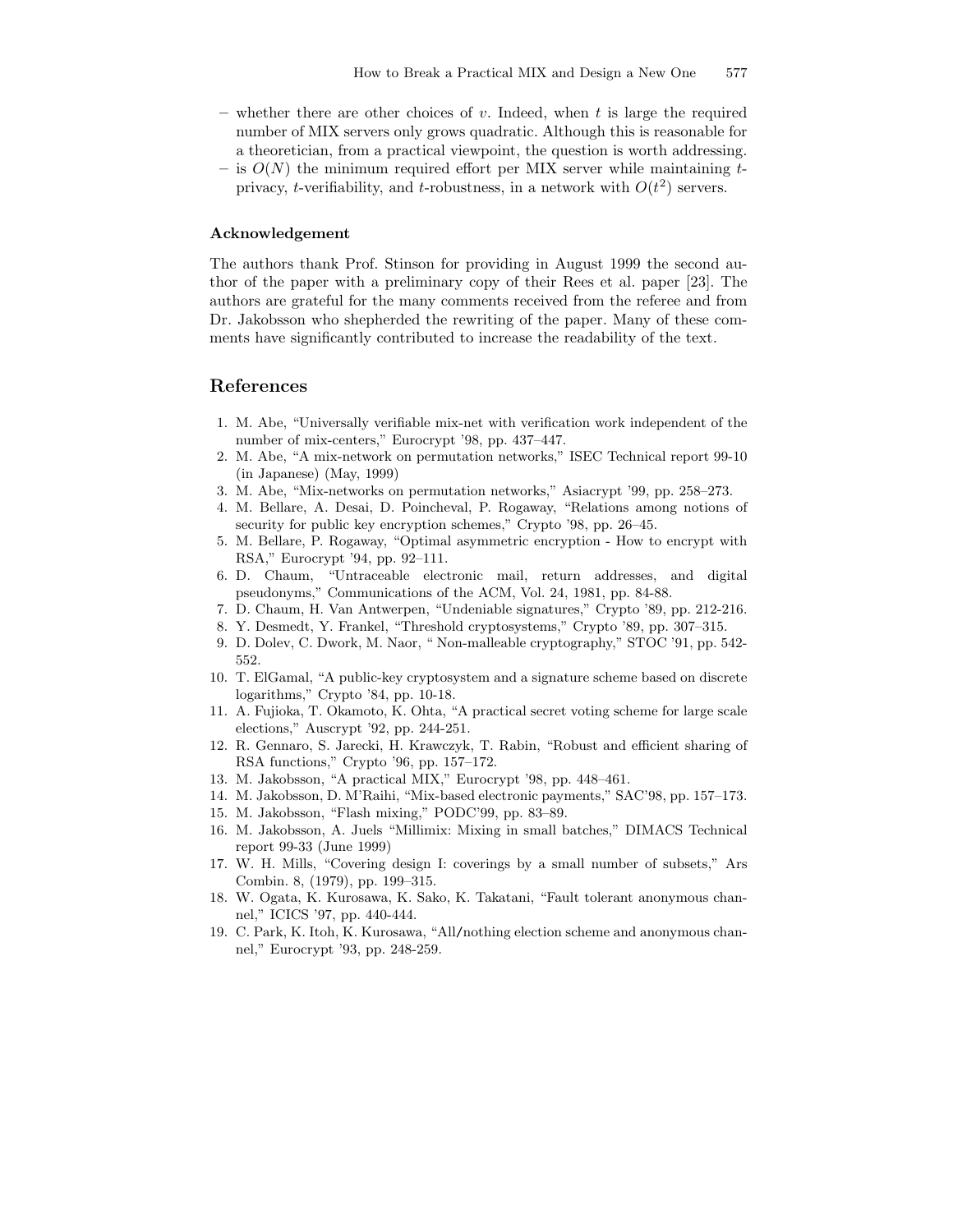- whether there are other choices of $v$. Indeed, when $t$ is large the required number of MIX servers only grows quadratic. Although this is reasonable for a theoretician, from a practical viewpoint, the question is worth addressing.
- is $O(N)$ the minimum required effort per MIX server while maintaining $t$-privacy, $t$-verifiability, and $t$-robustness, in a network with $O(t^2)$ servers.

### Acknowledgement

The authors thank Prof. Stinson for providing in August 1999 the second author of the paper with a preliminary copy of their Rees et al. paper [23]. The authors are grateful for the many comments received from the referee and from Dr. Jakobsson who shepherded the rewriting of the paper. Many of these comments have significantly contributed to increase the readability of the text.

## References

1. M. Abe, "Universally verifiable mix-net with verification work independent of the number of mix-centers," Eurocrypt '98, pp. 437–447.
2. M. Abe, "A mix-network on permutation networks," ISEC Technical report 99-10 (in Japanese) (May, 1999)
3. M. Abe, "Mix-networks on permutation networks," Asiacrypt '99, pp. 258–273.
4. M. Bellare, A. Desai, D. Poincheval, P. Rogaway, "Relations among notions of security for public key encryption schemes," Crypto '98, pp. 26–45.
5. M. Bellare, P. Rogaway, "Optimal asymmetric encryption - How to encrypt with RSA," Eurocrypt '94, pp. 92–111.
6. D. Chaum, "Untraceable electronic mail, return addresses, and digital pseudonyms," Communications of the ACM, Vol. 24, 1981, pp. 84-88.
7. D. Chaum, H. Van Antwerpen, "Undeniable signatures," Crypto '89, pp. 212-216.
8. Y. Desmedt, Y. Frankel, "Threshold cryptosystems," Crypto '89, pp. 307–315.
9. D. Dolev, C. Dwork, M. Naor, " Non-malleable cryptography," STOC '91, pp. 542-552.
10. T. ElGamal, "A public-key cryptosystem and a signature scheme based on discrete logarithms," Crypto '84, pp. 10-18.
11. A. Fujioka, T. Okamoto, K. Ohta, "A practical secret voting scheme for large scale elections," Auscrypt '92, pp. 244-251.
12. R. Gennaro, S. Jarecki, H. Krawczyk, T. Rabin, "Robust and efficient sharing of RSA functions," Crypto '96, pp. 157–172.
13. M. Jakobsson, "A practical MIX," Eurocrypt '98, pp. 448–461.
14. M. Jakobsson, D. M'Raihi, "Mix-based electronic payments," SAC'98, pp. 157–173.
15. M. Jakobsson, "Flash mixing," PODC'99, pp. 83–89.
16. M. Jakobsson, A. Juels "Millimix: Mixing in small batches," DIMACS Technical report 99-33 (June 1999)
17. W. H. Mills, "Covering design I: coverings by a small number of subsets," Ars Combin. 8, (1979), pp. 199–315.
18. W. Ogata, K. Kurosawa, K. Sako, K. Takatani, "Fault tolerant anonymous channel," ICICS '97, pp. 440-444.
19. C. Park, K. Itoh, K. Kurosawa, "All/nothing election scheme and anonymous channel," Eurocrypt '93, pp. 248-259.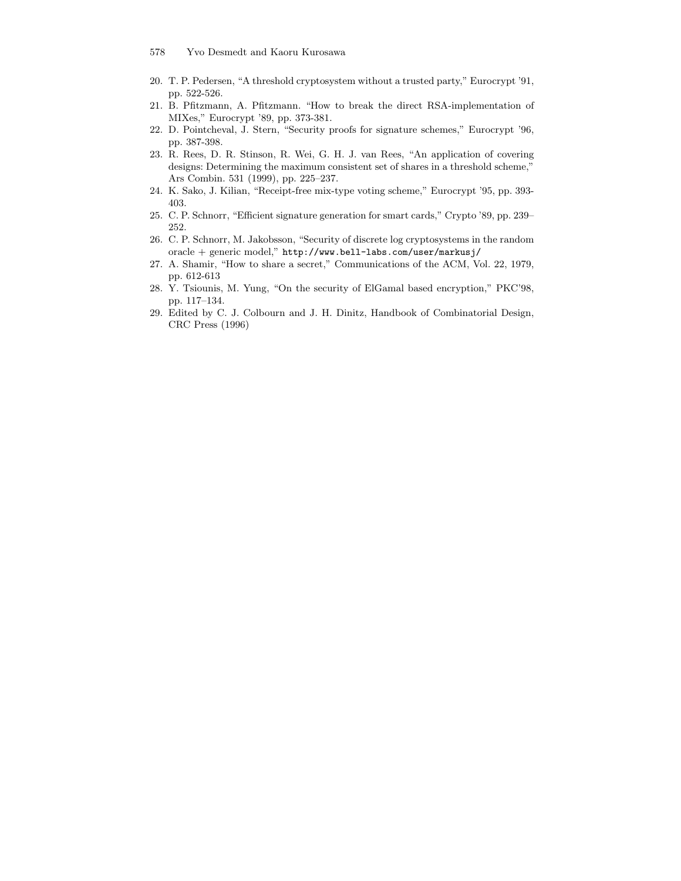20. T. P. Pedersen, "A threshold cryptosystem without a trusted party," Eurocrypt '91, pp. 522-526.
21. B. Pfitzmann, A. Pfitzmann. "How to break the direct RSA-implementation of MIXes," Eurocrypt '89, pp. 373-381.
22. D. Pointcheval, J. Stern, "Security proofs for signature schemes," Eurocrypt '96, pp. 387-398.
23. R. Rees, D. R. Stinson, R. Wei, G. H. J. van Rees, "An application of covering designs: Determining the maximum consistent set of shares in a threshold scheme," Ars Combin. 531 (1999), pp. 225–237.
24. K. Sako, J. Kilian, "Receipt-free mix-type voting scheme," Eurocrypt '95, pp. 393-403.
25. C. P. Schnorr, "Efficient signature generation for smart cards," Crypto '89, pp. 239–252.
26. C. P. Schnorr, M. Jakobsson, "Security of discrete log cryptosystems in the random oracle + generic model," http://www.bell-labs.com/user/markusj/
27. A. Shamir, "How to share a secret," Communications of the ACM, Vol. 22, 1979, pp. 612-613
28. Y. Tsiounis, M. Yung, "On the security of ElGamal based encryption," PKC'98, pp. 117–134.
29. Edited by C. J. Colbourn and J. H. Dinitz, Handbook of Combinatorial Design, CRC Press (1996)